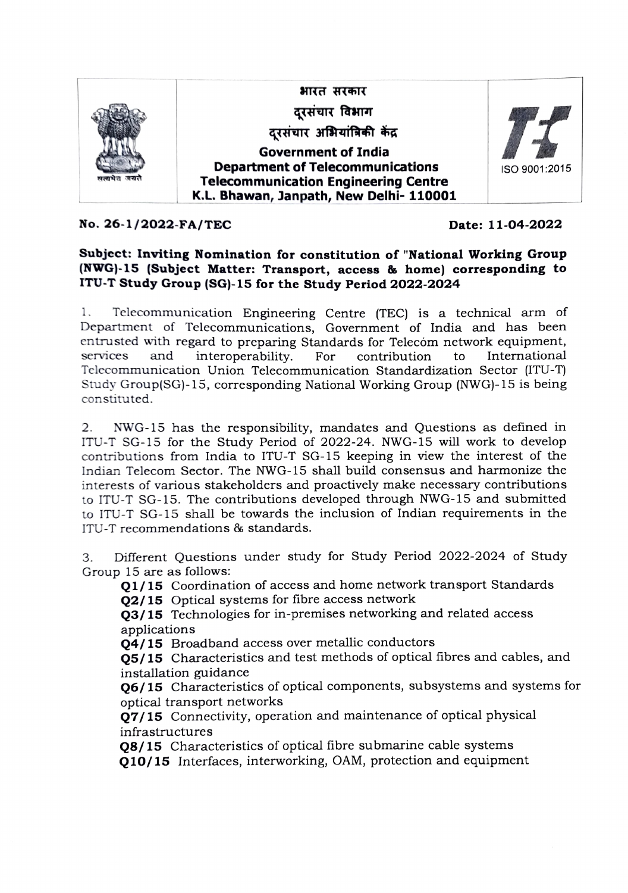भारत सरकार
दूरसंचार विभाग
दूरसंचार अभियांत्रिकी केंद्र

**Government of India**
**Department of Telecommunications**
**Telecommunication Engineering Centre**
**K.L. Bhawan, Janpath, New Delhi- 110001**

ISO 9001:2015

**No. 26-1/2022-FA/TEC** **Date: 11-04-2022**

**Subject: Inviting Nomination for constitution of "National Working Group (NWG)-15 (Subject Matter: Transport, access & home) corresponding to ITU-T Study Group (SG)-15 for the Study Period 2022-2024**

1. Telecommunication Engineering Centre (TEC) is a technical arm of Department of Telecommunications, Government of India and has been entrusted with regard to preparing Standards for Telecom network equipment, services and interoperability. For contribution to International Telecommunication Union Telecommunication Standardization Sector (ITU-T) Study Group(SG)-15, corresponding National Working Group (NWG)-15 is being constituted.

2. NWG-15 has the responsibility, mandates and Questions as defined in ITU-T SG-15 for the Study Period of 2022-24. NWG-15 will work to develop contributions from India to ITU-T SG-15 keeping in view the interest of the Indian Telecom Sector. The NWG-15 shall build consensus and harmonize the interests of various stakeholders and proactively make necessary contributions to ITU-T SG-15. The contributions developed through NWG-15 and submitted to ITU-T SG-15 shall be towards the inclusion of Indian requirements in the ITU-T recommendations & standards.

3. Different Questions under study for Study Period 2022-2024 of Study Group 15 are as follows:

**Q1/15** Coordination of access and home network transport Standards
**Q2/15** Optical systems for fibre access network
**Q3/15** Technologies for in-premises networking and related access applications
**Q4/15** Broadband access over metallic conductors
**Q5/15** Characteristics and test methods of optical fibres and cables, and installation guidance
**Q6/15** Characteristics of optical components, subsystems and systems for optical transport networks
**Q7/15** Connectivity, operation and maintenance of optical physical infrastructures
**Q8/15** Characteristics of optical fibre submarine cable systems
**Q10/15** Interfaces, interworking, OAM, protection and equipment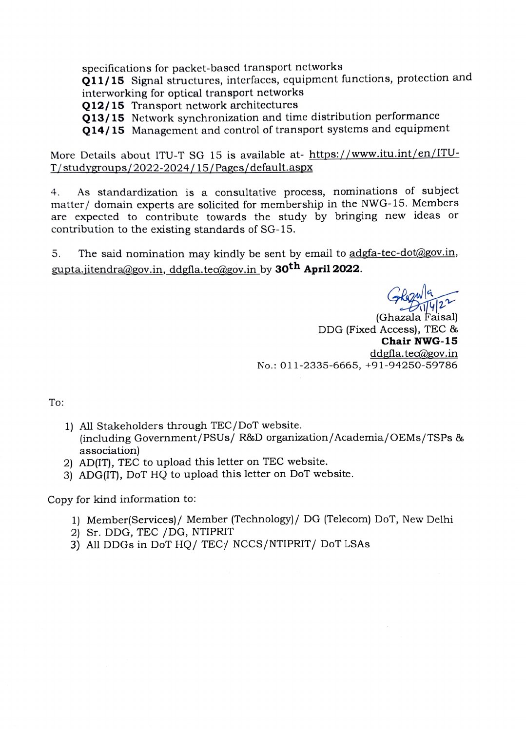specifications for packet-based transport networks

**Q11/15** Signal structures, interfaces, equipment functions, protection and interworking for optical transport networks

**Q12/15** Transport network architectures

**Q13/15** Network synchronization and time distribution performance

**Q14/15** Management and control of transport systems and equipment

More Details about ITU-T SG 15 is available at- https://www.itu.int/en/ITU-T/studygroups/2022-2024/15/Pages/default.aspx

4. As standardization is a consultative process, nominations of subject matter/ domain experts are solicited for membership in the NWG-15. Members are expected to contribute towards the study by bringing new ideas or contribution to the existing standards of SG-15.

5. The said nomination may kindly be sent by email to adgfa-tec-dot@gov.in, gupta.jitendra@gov.in, ddgfla.tec@gov.in by **30th April 2022**.

11/4/22

(Ghazala Faisal)
DDG (Fixed Access), TEC &
**Chair NWG-15**
ddgfla.tec@gov.in
No.: 011-2335-6665, +91-94250-59786

To:

1) All Stakeholders through TEC/DoT website.
   (including Government/PSUs/ R&D organization/Academia/OEMs/TSPs & association)
2) AD(IT), TEC to upload this letter on TEC website.
3) ADG(IT), DoT HQ to upload this letter on DoT website.

Copy for kind information to:

1) Member(Services)/ Member (Technology)/ DG (Telecom) DoT, New Delhi
2) Sr. DDG, TEC /DG, NTIPRIT
3) All DDGs in DoT HQ/ TEC/ NCCS/NTIPRIT/ DoT LSAs